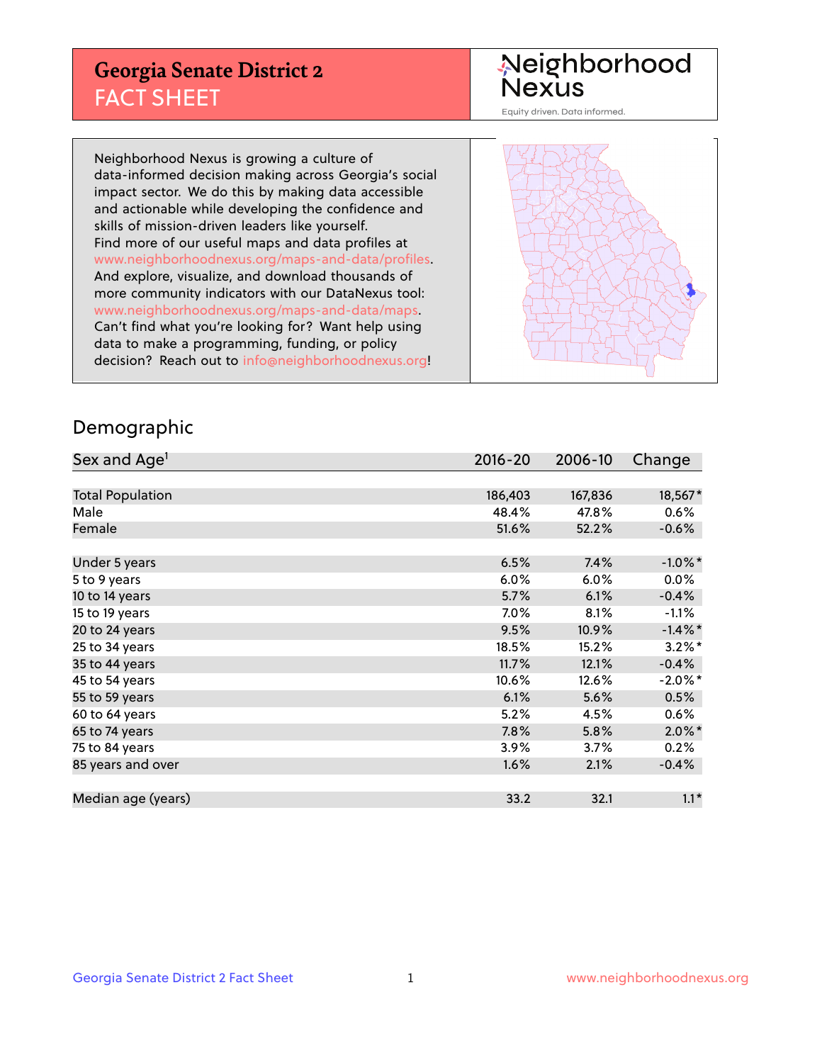# Georgia Senate District 2
## FACT SHEET

Neighborhood Nexus

Equity driven. Data informed.

Neighborhood Nexus is growing a culture of data-informed decision making across Georgia's social impact sector. We do this by making data accessible and actionable while developing the confidence and skills of mission-driven leaders like yourself. Find more of our useful maps and data profiles at www.neighborhoodnexus.org/maps-and-data/profiles. And explore, visualize, and download thousands of more community indicators with our DataNexus tool: www.neighborhoodnexus.org/maps-and-data/maps. Can't find what you're looking for? Want help using data to make a programming, funding, or policy decision? Reach out to info@neighborhoodnexus.org!

## Demographic

| Sex and Age[1] | 2016-20 | 2006-10 | Change |
|---|---|---|---|
| Total Population | 186,403 | 167,836 | 18,567* |
| Male | 48.4% | 47.8% | 0.6% |
| Female | 51.6% | 52.2% | -0.6% |
| Under 5 years | 6.5% | 7.4% | -1.0%* |
| 5 to 9 years | 6.0% | 6.0% | 0.0% |
| 10 to 14 years | 5.7% | 6.1% | -0.4% |
| 15 to 19 years | 7.0% | 8.1% | -1.1% |
| 20 to 24 years | 9.5% | 10.9% | -1.4%* |
| 25 to 34 years | 18.5% | 15.2% | 3.2%* |
| 35 to 44 years | 11.7% | 12.1% | -0.4% |
| 45 to 54 years | 10.6% | 12.6% | -2.0%* |
| 55 to 59 years | 6.1% | 5.6% | 0.5% |
| 60 to 64 years | 5.2% | 4.5% | 0.6% |
| 65 to 74 years | 7.8% | 5.8% | 2.0%* |
| 75 to 84 years | 3.9% | 3.7% | 0.2% |
| 85 years and over | 1.6% | 2.1% | -0.4% |
| Median age (years) | 33.2 | 32.1 | 1.1* |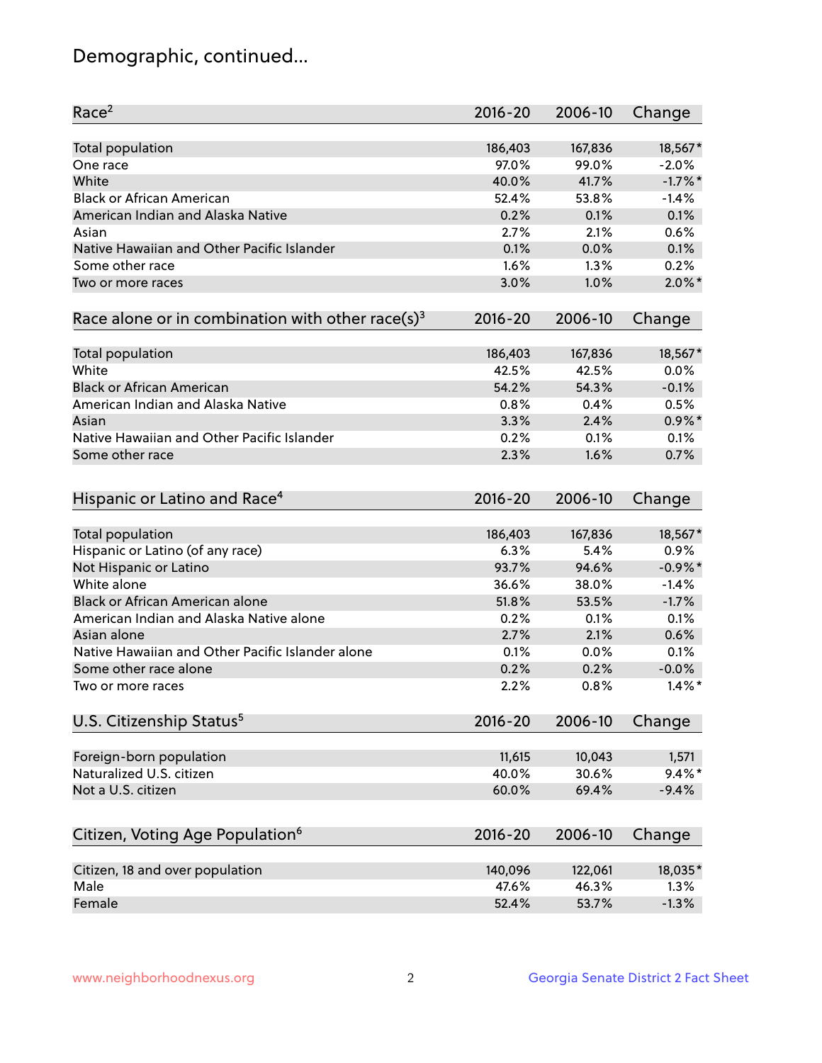# Demographic, continued...

| Race[2] | 2016-20 | 2006-10 | Change |
|---|---|---|---|
| Total population | 186,403 | 167,836 | 18,567* |
| One race | 97.0% | 99.0% | -2.0% |
| White | 40.0% | 41.7% | -1.7%* |
| Black or African American | 52.4% | 53.8% | -1.4% |
| American Indian and Alaska Native | 0.2% | 0.1% | 0.1% |
| Asian | 2.7% | 2.1% | 0.6% |
| Native Hawaiian and Other Pacific Islander | 0.1% | 0.0% | 0.1% |
| Some other race | 1.6% | 1.3% | 0.2% |
| Two or more races | 3.0% | 1.0% | 2.0%* |

| Race alone or in combination with other race(s)[3] | 2016-20 | 2006-10 | Change |
|---|---|---|---|
| Total population | 186,403 | 167,836 | 18,567* |
| White | 42.5% | 42.5% | 0.0% |
| Black or African American | 54.2% | 54.3% | -0.1% |
| American Indian and Alaska Native | 0.8% | 0.4% | 0.5% |
| Asian | 3.3% | 2.4% | 0.9%* |
| Native Hawaiian and Other Pacific Islander | 0.2% | 0.1% | 0.1% |
| Some other race | 2.3% | 1.6% | 0.7% |

| Hispanic or Latino and Race[4] | 2016-20 | 2006-10 | Change |
|---|---|---|---|
| Total population | 186,403 | 167,836 | 18,567* |
| Hispanic or Latino (of any race) | 6.3% | 5.4% | 0.9% |
| Not Hispanic or Latino | 93.7% | 94.6% | -0.9%* |
| White alone | 36.6% | 38.0% | -1.4% |
| Black or African American alone | 51.8% | 53.5% | -1.7% |
| American Indian and Alaska Native alone | 0.2% | 0.1% | 0.1% |
| Asian alone | 2.7% | 2.1% | 0.6% |
| Native Hawaiian and Other Pacific Islander alone | 0.1% | 0.0% | 0.1% |
| Some other race alone | 0.2% | 0.2% | -0.0% |
| Two or more races | 2.2% | 0.8% | 1.4%* |

| U.S. Citizenship Status[5] | 2016-20 | 2006-10 | Change |
|---|---|---|---|
| Foreign-born population | 11,615 | 10,043 | 1,571 |
| Naturalized U.S. citizen | 40.0% | 30.6% | 9.4%* |
| Not a U.S. citizen | 60.0% | 69.4% | -9.4% |

| Citizen, Voting Age Population[6] | 2016-20 | 2006-10 | Change |
|---|---|---|---|
| Citizen, 18 and over population | 140,096 | 122,061 | 18,035* |
| Male | 47.6% | 46.3% | 1.3% |
| Female | 52.4% | 53.7% | -1.3% |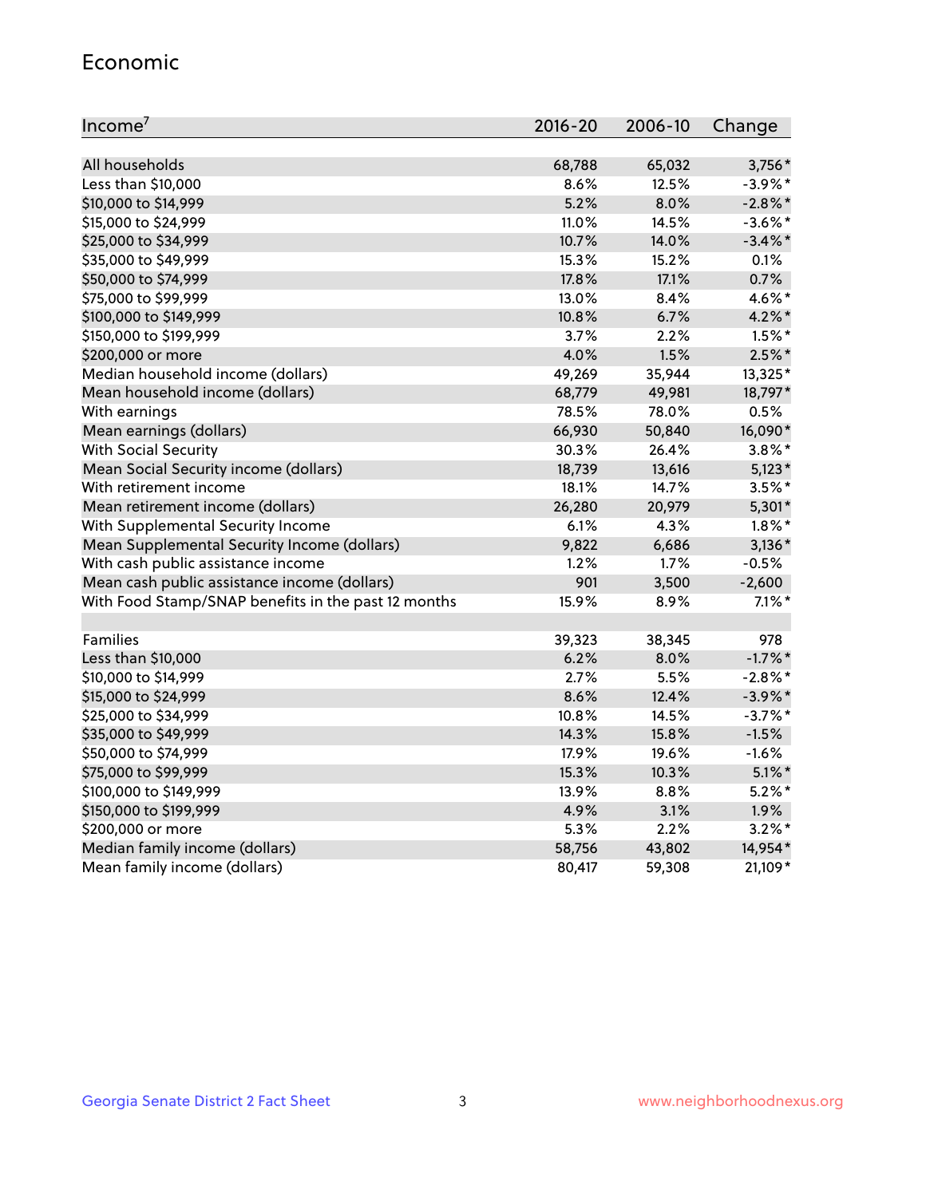## Economic

| Income[7] | 2016-20 | 2006-10 | Change |
|---|---|---|---|
| All households | 68,788 | 65,032 | 3,756* |
| Less than $10,000 | 8.6% | 12.5% | -3.9%* |
| $10,000 to $14,999 | 5.2% | 8.0% | -2.8%* |
| $15,000 to $24,999 | 11.0% | 14.5% | -3.6%* |
| $25,000 to $34,999 | 10.7% | 14.0% | -3.4%* |
| $35,000 to $49,999 | 15.3% | 15.2% | 0.1% |
| $50,000 to $74,999 | 17.8% | 17.1% | 0.7% |
| $75,000 to $99,999 | 13.0% | 8.4% | 4.6%* |
| $100,000 to $149,999 | 10.8% | 6.7% | 4.2%* |
| $150,000 to $199,999 | 3.7% | 2.2% | 1.5%* |
| $200,000 or more | 4.0% | 1.5% | 2.5%* |
| Median household income (dollars) | 49,269 | 35,944 | 13,325* |
| Mean household income (dollars) | 68,779 | 49,981 | 18,797* |
| With earnings | 78.5% | 78.0% | 0.5% |
| Mean earnings (dollars) | 66,930 | 50,840 | 16,090* |
| With Social Security | 30.3% | 26.4% | 3.8%* |
| Mean Social Security income (dollars) | 18,739 | 13,616 | 5,123* |
| With retirement income | 18.1% | 14.7% | 3.5%* |
| Mean retirement income (dollars) | 26,280 | 20,979 | 5,301* |
| With Supplemental Security Income | 6.1% | 4.3% | 1.8%* |
| Mean Supplemental Security Income (dollars) | 9,822 | 6,686 | 3,136* |
| With cash public assistance income | 1.2% | 1.7% | -0.5% |
| Mean cash public assistance income (dollars) | 901 | 3,500 | -2,600 |
| With Food Stamp/SNAP benefits in the past 12 months | 15.9% | 8.9% | 7.1%* |
| | | | |
| Families | 39,323 | 38,345 | 978 |
| Less than $10,000 | 6.2% | 8.0% | -1.7%* |
| $10,000 to $14,999 | 2.7% | 5.5% | -2.8%* |
| $15,000 to $24,999 | 8.6% | 12.4% | -3.9%* |
| $25,000 to $34,999 | 10.8% | 14.5% | -3.7%* |
| $35,000 to $49,999 | 14.3% | 15.8% | -1.5% |
| $50,000 to $74,999 | 17.9% | 19.6% | -1.6% |
| $75,000 to $99,999 | 15.3% | 10.3% | 5.1%* |
| $100,000 to $149,999 | 13.9% | 8.8% | 5.2%* |
| $150,000 to $199,999 | 4.9% | 3.1% | 1.9% |
| $200,000 or more | 5.3% | 2.2% | 3.2%* |
| Median family income (dollars) | 58,756 | 43,802 | 14,954* |
| Mean family income (dollars) | 80,417 | 59,308 | 21,109* |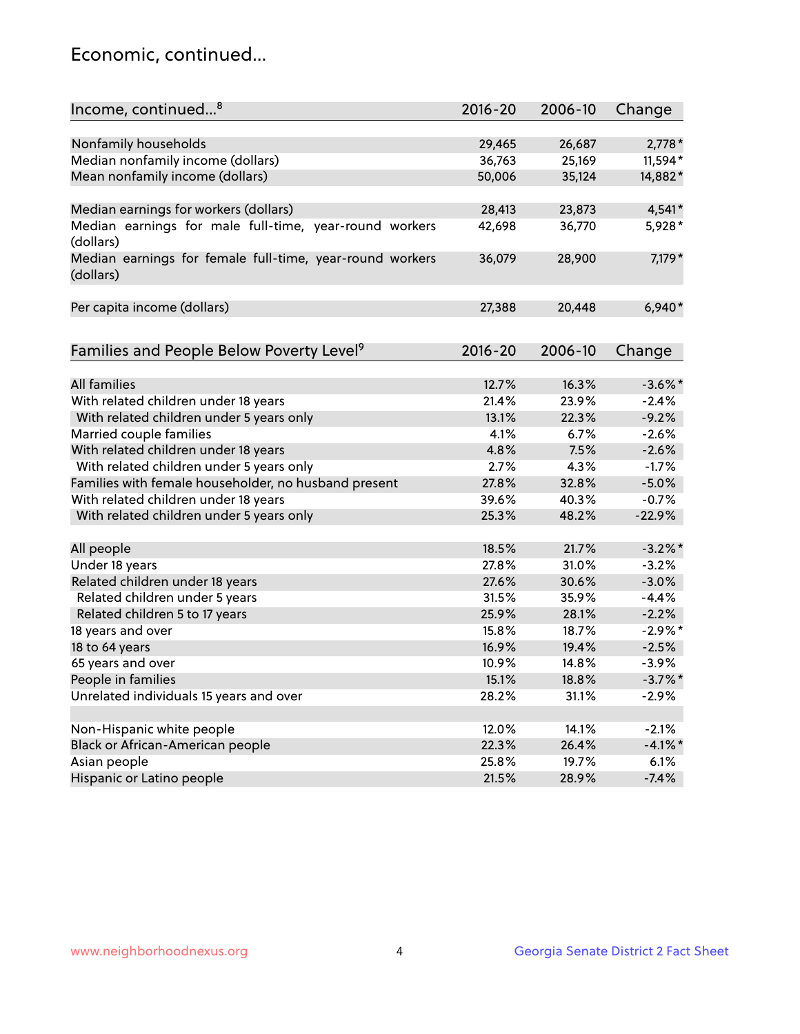## Economic, continued...

| Income, continued...[8] | 2016-20 | 2006-10 | Change |
|---|---|---|---|
| Nonfamily households | 29,465 | 26,687 | 2,778* |
| Median nonfamily income (dollars) | 36,763 | 25,169 | 11,594* |
| Mean nonfamily income (dollars) | 50,006 | 35,124 | 14,882* |
| Median earnings for workers (dollars) | 28,413 | 23,873 | 4,541* |
| Median earnings for male full-time, year-round workers (dollars) | 42,698 | 36,770 | 5,928* |
| Median earnings for female full-time, year-round workers (dollars) | 36,079 | 28,900 | 7,179* |
| Per capita income (dollars) | 27,388 | 20,448 | 6,940* |

| Families and People Below Poverty Level[9] | 2016-20 | 2006-10 | Change |
|---|---|---|---|
| All families | 12.7% | 16.3% | -3.6%* |
| With related children under 18 years | 21.4% | 23.9% | -2.4% |
| With related children under 5 years only | 13.1% | 22.3% | -9.2% |
| Married couple families | 4.1% | 6.7% | -2.6% |
| With related children under 18 years | 4.8% | 7.5% | -2.6% |
| With related children under 5 years only | 2.7% | 4.3% | -1.7% |
| Families with female householder, no husband present | 27.8% | 32.8% | -5.0% |
| With related children under 18 years | 39.6% | 40.3% | -0.7% |
| With related children under 5 years only | 25.3% | 48.2% | -22.9% |
| All people | 18.5% | 21.7% | -3.2%* |
| Under 18 years | 27.8% | 31.0% | -3.2% |
| Related children under 18 years | 27.6% | 30.6% | -3.0% |
| Related children under 5 years | 31.5% | 35.9% | -4.4% |
| Related children 5 to 17 years | 25.9% | 28.1% | -2.2% |
| 18 years and over | 15.8% | 18.7% | -2.9%* |
| 18 to 64 years | 16.9% | 19.4% | -2.5% |
| 65 years and over | 10.9% | 14.8% | -3.9% |
| People in families | 15.1% | 18.8% | -3.7%* |
| Unrelated individuals 15 years and over | 28.2% | 31.1% | -2.9% |
| Non-Hispanic white people | 12.0% | 14.1% | -2.1% |
| Black or African-American people | 22.3% | 26.4% | -4.1%* |
| Asian people | 25.8% | 19.7% | 6.1% |
| Hispanic or Latino people | 21.5% | 28.9% | -7.4% |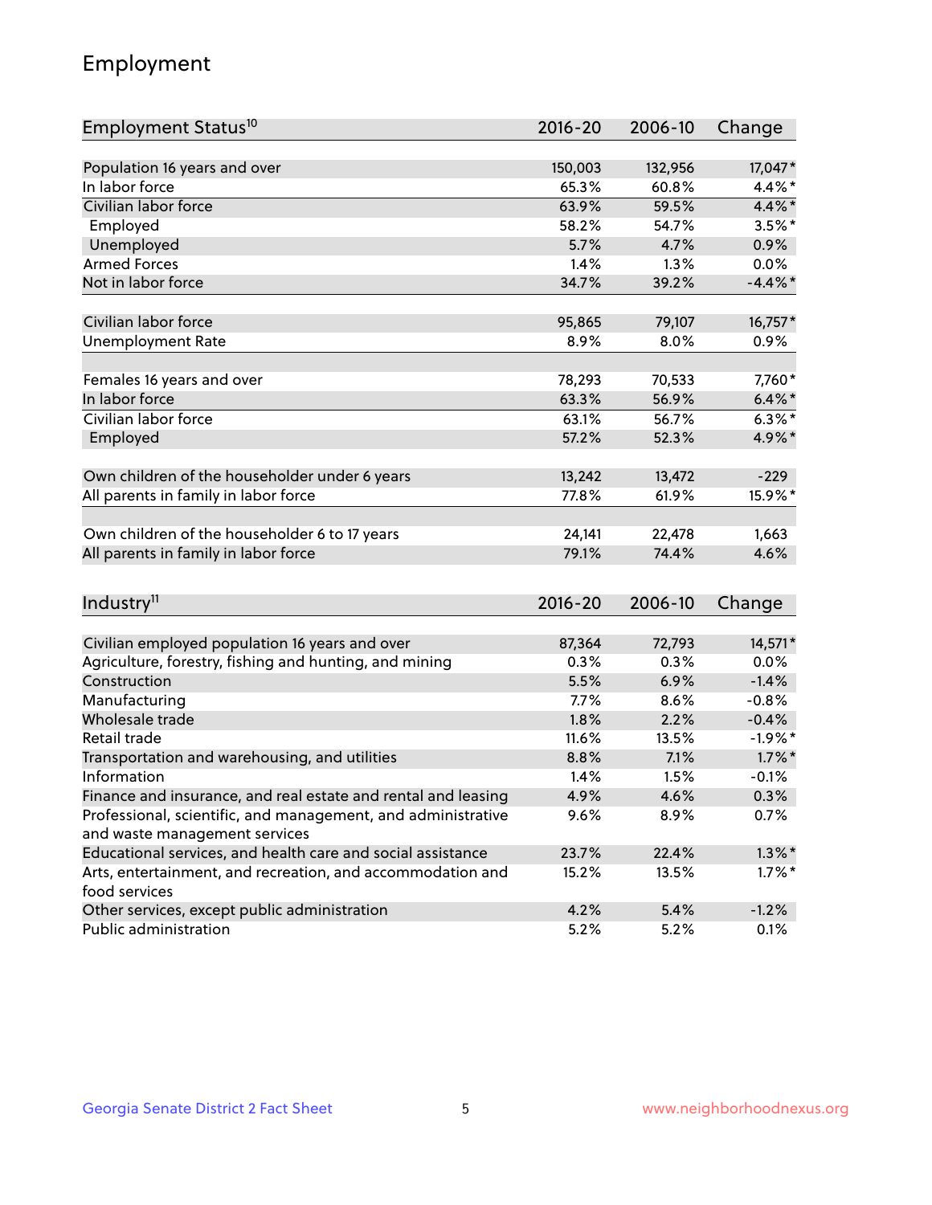# Employment

| Employment Status[10] | 2016-20 | 2006-10 | Change |
|---|---|---|---|
| Population 16 years and over | 150,003 | 132,956 | 17,047* |
| In labor force | 65.3% | 60.8% | 4.4%* |
| Civilian labor force | 63.9% | 59.5% | 4.4%* |
| Employed | 58.2% | 54.7% | 3.5%* |
| Unemployed | 5.7% | 4.7% | 0.9% |
| Armed Forces | 1.4% | 1.3% | 0.0% |
| Not in labor force | 34.7% | 39.2% | -4.4%* |
| | | | |
| Civilian labor force | 95,865 | 79,107 | 16,757* |
| Unemployment Rate | 8.9% | 8.0% | 0.9% |
| | | | |
| Females 16 years and over | 78,293 | 70,533 | 7,760* |
| In labor force | 63.3% | 56.9% | 6.4%* |
| Civilian labor force | 63.1% | 56.7% | 6.3%* |
| Employed | 57.2% | 52.3% | 4.9%* |
| | | | |
| Own children of the householder under 6 years | 13,242 | 13,472 | -229 |
| All parents in family in labor force | 77.8% | 61.9% | 15.9%* |
| | | | |
| Own children of the householder 6 to 17 years | 24,141 | 22,478 | 1,663 |
| All parents in family in labor force | 79.1% | 74.4% | 4.6% |

| Industry[11] | 2016-20 | 2006-10 | Change |
|---|---|---|---|
| Civilian employed population 16 years and over | 87,364 | 72,793 | 14,571* |
| Agriculture, forestry, fishing and hunting, and mining | 0.3% | 0.3% | 0.0% |
| Construction | 5.5% | 6.9% | -1.4% |
| Manufacturing | 7.7% | 8.6% | -0.8% |
| Wholesale trade | 1.8% | 2.2% | -0.4% |
| Retail trade | 11.6% | 13.5% | -1.9%* |
| Transportation and warehousing, and utilities | 8.8% | 7.1% | 1.7%* |
| Information | 1.4% | 1.5% | -0.1% |
| Finance and insurance, and real estate and rental and leasing | 4.9% | 4.6% | 0.3% |
| Professional, scientific, and management, and administrative and waste management services | 9.6% | 8.9% | 0.7% |
| Educational services, and health care and social assistance | 23.7% | 22.4% | 1.3%* |
| Arts, entertainment, and recreation, and accommodation and food services | 15.2% | 13.5% | 1.7%* |
| Other services, except public administration | 4.2% | 5.4% | -1.2% |
| Public administration | 5.2% | 5.2% | 0.1% |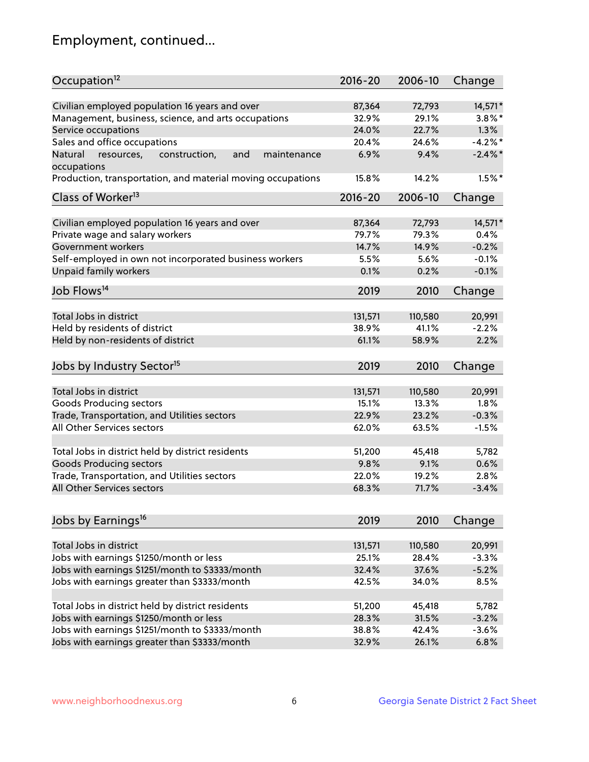# Employment, continued...

| Occupation[12] | 2016-20 | 2006-10 | Change |
|---|---|---|---|
| Civilian employed population 16 years and over | 87,364 | 72,793 | 14,571* |
| Management, business, science, and arts occupations | 32.9% | 29.1% | 3.8%* |
| Service occupations | 24.0% | 22.7% | 1.3% |
| Sales and office occupations | 20.4% | 24.6% | -4.2%* |
| Natural resources, construction, and maintenance occupations | 6.9% | 9.4% | -2.4%* |
| Production, transportation, and material moving occupations | 15.8% | 14.2% | 1.5%* |

| Class of Worker[13] | 2016-20 | 2006-10 | Change |
|---|---|---|---|
| Civilian employed population 16 years and over | 87,364 | 72,793 | 14,571* |
| Private wage and salary workers | 79.7% | 79.3% | 0.4% |
| Government workers | 14.7% | 14.9% | -0.2% |
| Self-employed in own not incorporated business workers | 5.5% | 5.6% | -0.1% |
| Unpaid family workers | 0.1% | 0.2% | -0.1% |

| Job Flows[14] | 2019 | 2010 | Change |
|---|---|---|---|
| Total Jobs in district | 131,571 | 110,580 | 20,991 |
| Held by residents of district | 38.9% | 41.1% | -2.2% |
| Held by non-residents of district | 61.1% | 58.9% | 2.2% |

| Jobs by Industry Sector[15] | 2019 | 2010 | Change |
|---|---|---|---|
| Total Jobs in district | 131,571 | 110,580 | 20,991 |
| Goods Producing sectors | 15.1% | 13.3% | 1.8% |
| Trade, Transportation, and Utilities sectors | 22.9% | 23.2% | -0.3% |
| All Other Services sectors | 62.0% | 63.5% | -1.5% |
| | | | |
| Total Jobs in district held by district residents | 51,200 | 45,418 | 5,782 |
| Goods Producing sectors | 9.8% | 9.1% | 0.6% |
| Trade, Transportation, and Utilities sectors | 22.0% | 19.2% | 2.8% |
| All Other Services sectors | 68.3% | 71.7% | -3.4% |

| Jobs by Earnings[16] | 2019 | 2010 | Change |
|---|---|---|---|
| Total Jobs in district | 131,571 | 110,580 | 20,991 |
| Jobs with earnings $1250/month or less | 25.1% | 28.4% | -3.3% |
| Jobs with earnings $1251/month to $3333/month | 32.4% | 37.6% | -5.2% |
| Jobs with earnings greater than $3333/month | 42.5% | 34.0% | 8.5% |
| | | | |
| Total Jobs in district held by district residents | 51,200 | 45,418 | 5,782 |
| Jobs with earnings $1250/month or less | 28.3% | 31.5% | -3.2% |
| Jobs with earnings $1251/month to $3333/month | 38.8% | 42.4% | -3.6% |
| Jobs with earnings greater than $3333/month | 32.9% | 26.1% | 6.8% |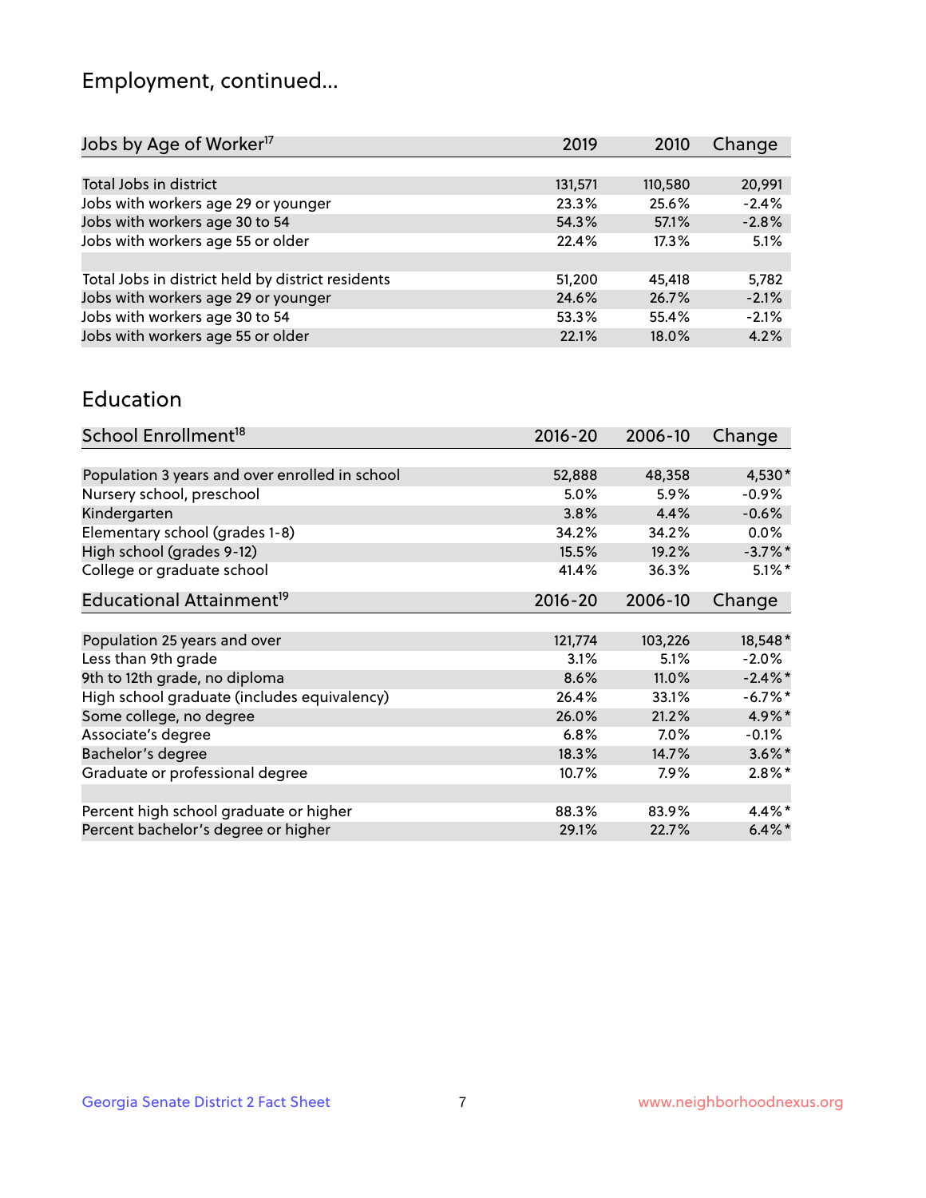## Employment, continued...

| Jobs by Age of Worker[17] | 2019 | 2010 | Change |
|---|---|---|---|
| Total Jobs in district | 131,571 | 110,580 | 20,991 |
| Jobs with workers age 29 or younger | 23.3% | 25.6% | -2.4% |
| Jobs with workers age 30 to 54 | 54.3% | 57.1% | -2.8% |
| Jobs with workers age 55 or older | 22.4% | 17.3% | 5.1% |
| | | | |
| Total Jobs in district held by district residents | 51,200 | 45,418 | 5,782 |
| Jobs with workers age 29 or younger | 24.6% | 26.7% | -2.1% |
| Jobs with workers age 30 to 54 | 53.3% | 55.4% | -2.1% |
| Jobs with workers age 55 or older | 22.1% | 18.0% | 4.2% |

## Education

| School Enrollment[18] | 2016-20 | 2006-10 | Change |
|---|---|---|---|
| Population 3 years and over enrolled in school | 52,888 | 48,358 | 4,530* |
| Nursery school, preschool | 5.0% | 5.9% | -0.9% |
| Kindergarten | 3.8% | 4.4% | -0.6% |
| Elementary school (grades 1-8) | 34.2% | 34.2% | 0.0% |
| High school (grades 9-12) | 15.5% | 19.2% | -3.7%* |
| College or graduate school | 41.4% | 36.3% | 5.1%* |

| Educational Attainment[19] | 2016-20 | 2006-10 | Change |
|---|---|---|---|
| Population 25 years and over | 121,774 | 103,226 | 18,548* |
| Less than 9th grade | 3.1% | 5.1% | -2.0% |
| 9th to 12th grade, no diploma | 8.6% | 11.0% | -2.4%* |
| High school graduate (includes equivalency) | 26.4% | 33.1% | -6.7%* |
| Some college, no degree | 26.0% | 21.2% | 4.9%* |
| Associate's degree | 6.8% | 7.0% | -0.1% |
| Bachelor's degree | 18.3% | 14.7% | 3.6%* |
| Graduate or professional degree | 10.7% | 7.9% | 2.8%* |
| | | | |
| Percent high school graduate or higher | 88.3% | 83.9% | 4.4%* |
| Percent bachelor's degree or higher | 29.1% | 22.7% | 6.4%* |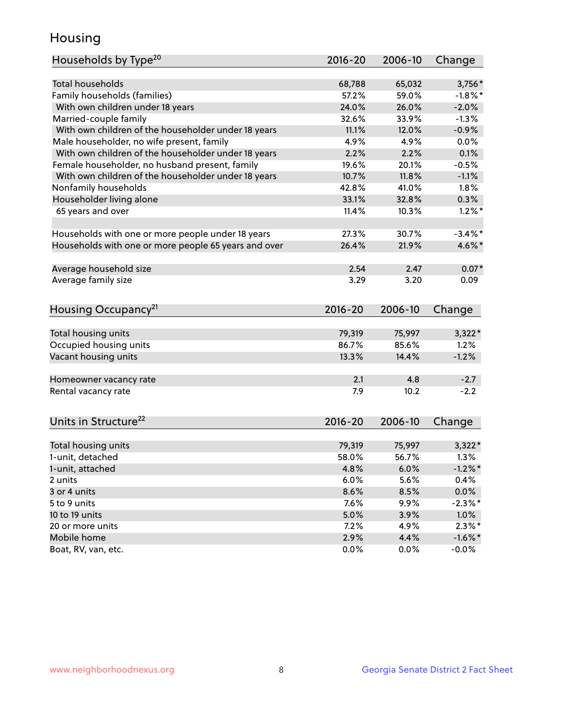# Housing

| Households by Type[20] | 2016-20 | 2006-10 | Change |
|---|---|---|---|
| Total households | 68,788 | 65,032 | 3,756* |
| Family households (families) | 57.2% | 59.0% | -1.8%* |
| With own children under 18 years | 24.0% | 26.0% | -2.0% |
| Married-couple family | 32.6% | 33.9% | -1.3% |
| With own children of the householder under 18 years | 11.1% | 12.0% | -0.9% |
| Male householder, no wife present, family | 4.9% | 4.9% | 0.0% |
| With own children of the householder under 18 years | 2.2% | 2.2% | 0.1% |
| Female householder, no husband present, family | 19.6% | 20.1% | -0.5% |
| With own children of the householder under 18 years | 10.7% | 11.8% | -1.1% |
| Nonfamily households | 42.8% | 41.0% | 1.8% |
| Householder living alone | 33.1% | 32.8% | 0.3% |
| 65 years and over | 11.4% | 10.3% | 1.2%* |
| | | | |
| Households with one or more people under 18 years | 27.3% | 30.7% | -3.4%* |
| Households with one or more people 65 years and over | 26.4% | 21.9% | 4.6%* |
| | | | |
| Average household size | 2.54 | 2.47 | 0.07* |
| Average family size | 3.29 | 3.20 | 0.09 |

| Housing Occupancy[21] | 2016-20 | 2006-10 | Change |
|---|---|---|---|
| Total housing units | 79,319 | 75,997 | 3,322* |
| Occupied housing units | 86.7% | 85.6% | 1.2% |
| Vacant housing units | 13.3% | 14.4% | -1.2% |
| | | | |
| Homeowner vacancy rate | 2.1 | 4.8 | -2.7 |
| Rental vacancy rate | 7.9 | 10.2 | -2.2 |

| Units in Structure[22] | 2016-20 | 2006-10 | Change |
|---|---|---|---|
| Total housing units | 79,319 | 75,997 | 3,322* |
| 1-unit, detached | 58.0% | 56.7% | 1.3% |
| 1-unit, attached | 4.8% | 6.0% | -1.2%* |
| 2 units | 6.0% | 5.6% | 0.4% |
| 3 or 4 units | 8.6% | 8.5% | 0.0% |
| 5 to 9 units | 7.6% | 9.9% | -2.3%* |
| 10 to 19 units | 5.0% | 3.9% | 1.0% |
| 20 or more units | 7.2% | 4.9% | 2.3%* |
| Mobile home | 2.9% | 4.4% | -1.6%* |
| Boat, RV, van, etc. | 0.0% | 0.0% | -0.0% |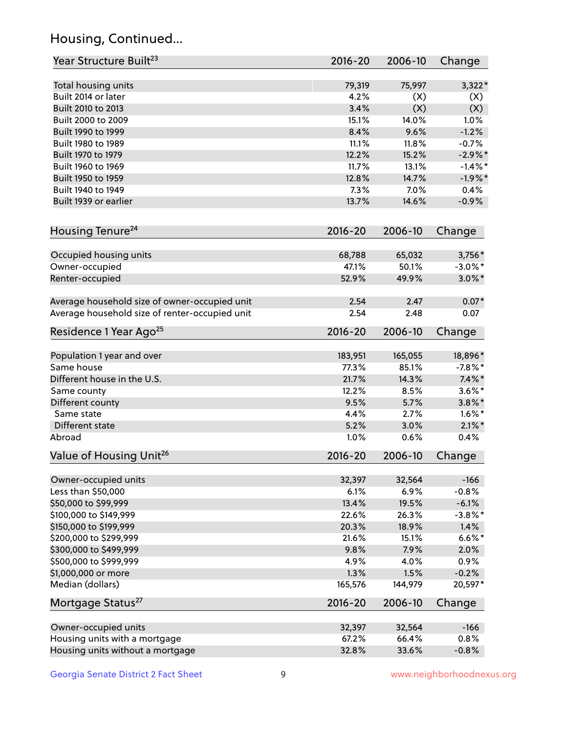## Housing, Continued...

| Year Structure Built[23] | 2016-20 | 2006-10 | Change |
|---|---|---|---|
| Total housing units | 79,319 | 75,997 | 3,322* |
| Built 2014 or later | 4.2% | (X) | (X) |
| Built 2010 to 2013 | 3.4% | (X) | (X) |
| Built 2000 to 2009 | 15.1% | 14.0% | 1.0% |
| Built 1990 to 1999 | 8.4% | 9.6% | -1.2% |
| Built 1980 to 1989 | 11.1% | 11.8% | -0.7% |
| Built 1970 to 1979 | 12.2% | 15.2% | -2.9%* |
| Built 1960 to 1969 | 11.7% | 13.1% | -1.4%* |
| Built 1950 to 1959 | 12.8% | 14.7% | -1.9%* |
| Built 1940 to 1949 | 7.3% | 7.0% | 0.4% |
| Built 1939 or earlier | 13.7% | 14.6% | -0.9% |

| Housing Tenure[24] | 2016-20 | 2006-10 | Change |
|---|---|---|---|
| Occupied housing units | 68,788 | 65,032 | 3,756* |
| Owner-occupied | 47.1% | 50.1% | -3.0%* |
| Renter-occupied | 52.9% | 49.9% | 3.0%* |
| Average household size of owner-occupied unit | 2.54 | 2.47 | 0.07* |
| Average household size of renter-occupied unit | 2.54 | 2.48 | 0.07 |

| Residence 1 Year Ago[25] | 2016-20 | 2006-10 | Change |
|---|---|---|---|
| Population 1 year and over | 183,951 | 165,055 | 18,896* |
| Same house | 77.3% | 85.1% | -7.8%* |
| Different house in the U.S. | 21.7% | 14.3% | 7.4%* |
| Same county | 12.2% | 8.5% | 3.6%* |
| Different county | 9.5% | 5.7% | 3.8%* |
| Same state | 4.4% | 2.7% | 1.6%* |
| Different state | 5.2% | 3.0% | 2.1%* |
| Abroad | 1.0% | 0.6% | 0.4% |

| Value of Housing Unit[26] | 2016-20 | 2006-10 | Change |
|---|---|---|---|
| Owner-occupied units | 32,397 | 32,564 | -166 |
| Less than $50,000 | 6.1% | 6.9% | -0.8% |
| $50,000 to $99,999 | 13.4% | 19.5% | -6.1% |
| $100,000 to $149,999 | 22.6% | 26.3% | -3.8%* |
| $150,000 to $199,999 | 20.3% | 18.9% | 1.4% |
| $200,000 to $299,999 | 21.6% | 15.1% | 6.6%* |
| $300,000 to $499,999 | 9.8% | 7.9% | 2.0% |
| $500,000 to $999,999 | 4.9% | 4.0% | 0.9% |
| $1,000,000 or more | 1.3% | 1.5% | -0.2% |
| Median (dollars) | 165,576 | 144,979 | 20,597* |

| Mortgage Status[27] | 2016-20 | 2006-10 | Change |
|---|---|---|---|
| Owner-occupied units | 32,397 | 32,564 | -166 |
| Housing units with a mortgage | 67.2% | 66.4% | 0.8% |
| Housing units without a mortgage | 32.8% | 33.6% | -0.8% |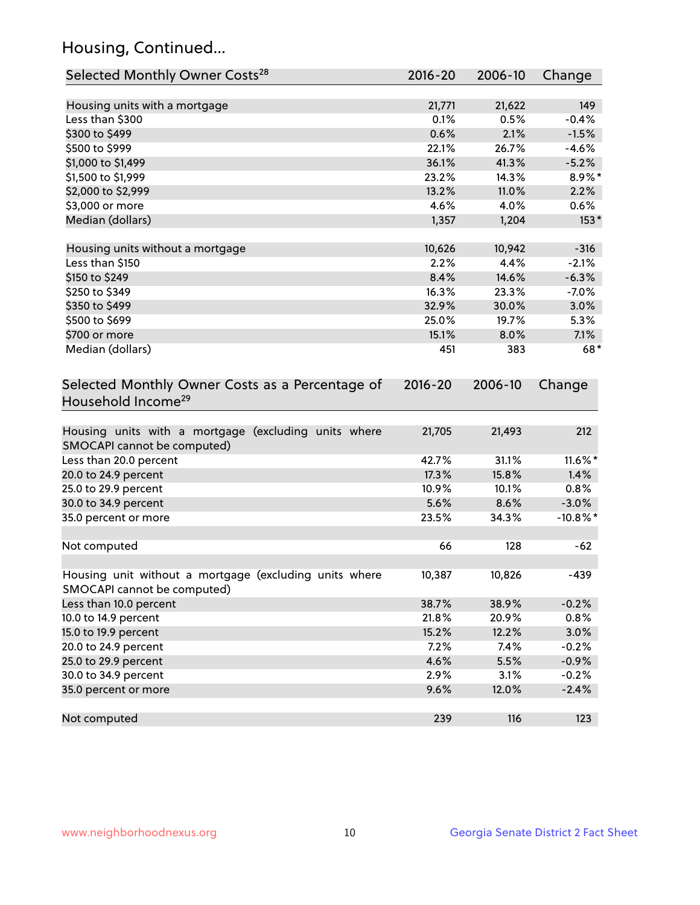## Housing, Continued...

| Selected Monthly Owner Costs[28] | 2016-20 | 2006-10 | Change |
|---|---|---|---|
| Housing units with a mortgage | 21,771 | 21,622 | 149 |
| Less than $300 | 0.1% | 0.5% | -0.4% |
| $300 to $499 | 0.6% | 2.1% | -1.5% |
| $500 to $999 | 22.1% | 26.7% | -4.6% |
| $1,000 to $1,499 | 36.1% | 41.3% | -5.2% |
| $1,500 to $1,999 | 23.2% | 14.3% | 8.9%* |
| $2,000 to $2,999 | 13.2% | 11.0% | 2.2% |
| $3,000 or more | 4.6% | 4.0% | 0.6% |
| Median (dollars) | 1,357 | 1,204 | 153* |
| Housing units without a mortgage | 10,626 | 10,942 | -316 |
| Less than $150 | 2.2% | 4.4% | -2.1% |
| $150 to $249 | 8.4% | 14.6% | -6.3% |
| $250 to $349 | 16.3% | 23.3% | -7.0% |
| $350 to $499 | 32.9% | 30.0% | 3.0% |
| $500 to $699 | 25.0% | 19.7% | 5.3% |
| $700 or more | 15.1% | 8.0% | 7.1% |
| Median (dollars) | 451 | 383 | 68* |

| Selected Monthly Owner Costs as a Percentage of Household Income[29] | 2016-20 | 2006-10 | Change |
|---|---|---|---|
| Housing units with a mortgage (excluding units where SMOCAPI cannot be computed) | 21,705 | 21,493 | 212 |
| Less than 20.0 percent | 42.7% | 31.1% | 11.6%* |
| 20.0 to 24.9 percent | 17.3% | 15.8% | 1.4% |
| 25.0 to 29.9 percent | 10.9% | 10.1% | 0.8% |
| 30.0 to 34.9 percent | 5.6% | 8.6% | -3.0% |
| 35.0 percent or more | 23.5% | 34.3% | -10.8%* |
| Not computed | 66 | 128 | -62 |
| Housing unit without a mortgage (excluding units where SMOCAPI cannot be computed) | 10,387 | 10,826 | -439 |
| Less than 10.0 percent | 38.7% | 38.9% | -0.2% |
| 10.0 to 14.9 percent | 21.8% | 20.9% | 0.8% |
| 15.0 to 19.9 percent | 15.2% | 12.2% | 3.0% |
| 20.0 to 24.9 percent | 7.2% | 7.4% | -0.2% |
| 25.0 to 29.9 percent | 4.6% | 5.5% | -0.9% |
| 30.0 to 34.9 percent | 2.9% | 3.1% | -0.2% |
| 35.0 percent or more | 9.6% | 12.0% | -2.4% |
| Not computed | 239 | 116 | 123 |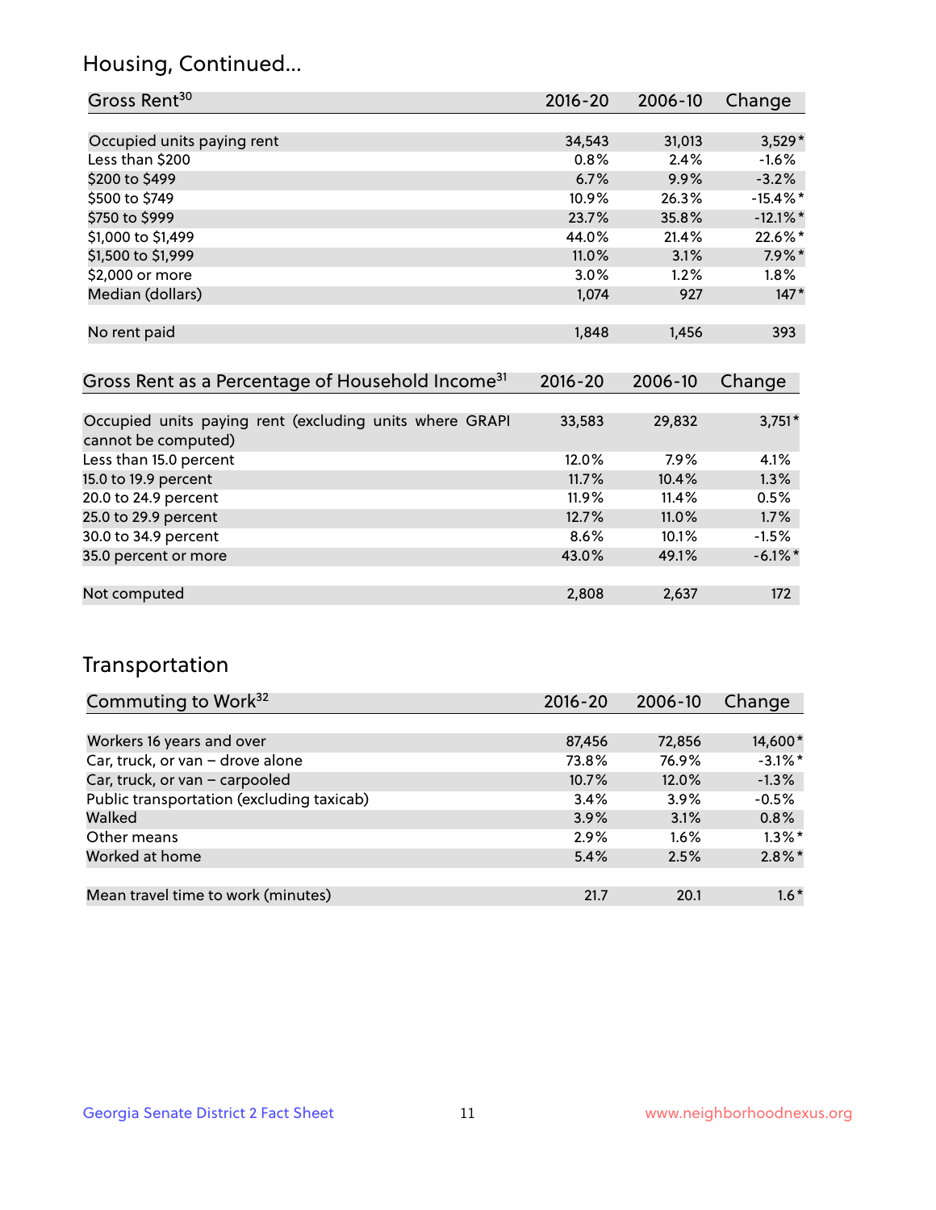## Housing, Continued...

| Gross Rent[30] | 2016-20 | 2006-10 | Change |
|---|---|---|---|
| Occupied units paying rent | 34,543 | 31,013 | 3,529* |
| Less than $200 | 0.8% | 2.4% | -1.6% |
| $200 to $499 | 6.7% | 9.9% | -3.2% |
| $500 to $749 | 10.9% | 26.3% | -15.4%* |
| $750 to $999 | 23.7% | 35.8% | -12.1%* |
| $1,000 to $1,499 | 44.0% | 21.4% | 22.6%* |
| $1,500 to $1,999 | 11.0% | 3.1% | 7.9%* |
| $2,000 or more | 3.0% | 1.2% | 1.8% |
| Median (dollars) | 1,074 | 927 | 147* |
| No rent paid | 1,848 | 1,456 | 393 |

| Gross Rent as a Percentage of Household Income[31] | 2016-20 | 2006-10 | Change |
|---|---|---|---|
| Occupied units paying rent (excluding units where GRAPI cannot be computed) | 33,583 | 29,832 | 3,751* |
| Less than 15.0 percent | 12.0% | 7.9% | 4.1% |
| 15.0 to 19.9 percent | 11.7% | 10.4% | 1.3% |
| 20.0 to 24.9 percent | 11.9% | 11.4% | 0.5% |
| 25.0 to 29.9 percent | 12.7% | 11.0% | 1.7% |
| 30.0 to 34.9 percent | 8.6% | 10.1% | -1.5% |
| 35.0 percent or more | 43.0% | 49.1% | -6.1%* |
| Not computed | 2,808 | 2,637 | 172 |

## Transportation

| Commuting to Work[32] | 2016-20 | 2006-10 | Change |
|---|---|---|---|
| Workers 16 years and over | 87,456 | 72,856 | 14,600* |
| Car, truck, or van – drove alone | 73.8% | 76.9% | -3.1%* |
| Car, truck, or van – carpooled | 10.7% | 12.0% | -1.3% |
| Public transportation (excluding taxicab) | 3.4% | 3.9% | -0.5% |
| Walked | 3.9% | 3.1% | 0.8% |
| Other means | 2.9% | 1.6% | 1.3%* |
| Worked at home | 5.4% | 2.5% | 2.8%* |
| Mean travel time to work (minutes) | 21.7 | 20.1 | 1.6* |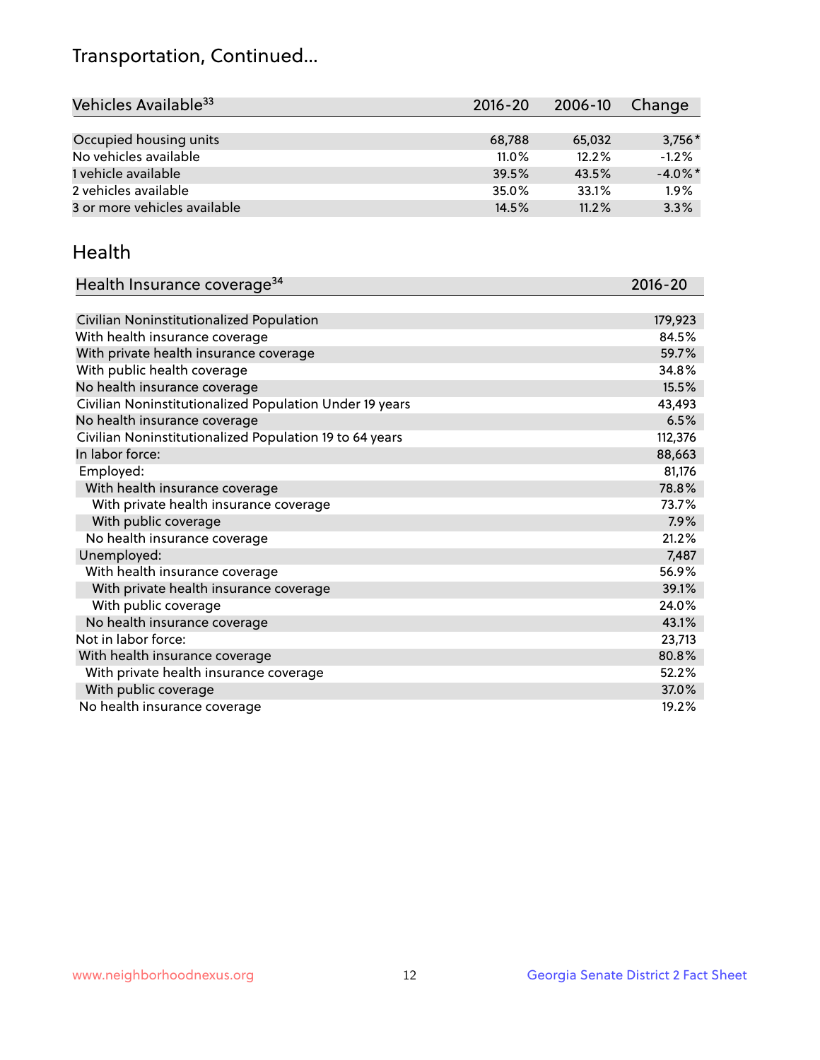## Transportation, Continued...

| Vehicles Available[33] | 2016-20 | 2006-10 | Change |
|---|---|---|---|
| Occupied housing units | 68,788 | 65,032 | 3,756* |
| No vehicles available | 11.0% | 12.2% | -1.2% |
| 1 vehicle available | 39.5% | 43.5% | -4.0%* |
| 2 vehicles available | 35.0% | 33.1% | 1.9% |
| 3 or more vehicles available | 14.5% | 11.2% | 3.3% |

## Health

| Health Insurance coverage[34] | 2016-20 |
|---|---|
| Civilian Noninstitutionalized Population | 179,923 |
| With health insurance coverage | 84.5% |
| With private health insurance coverage | 59.7% |
| With public health coverage | 34.8% |
| No health insurance coverage | 15.5% |
| Civilian Noninstitutionalized Population Under 19 years | 43,493 |
| No health insurance coverage | 6.5% |
| Civilian Noninstitutionalized Population 19 to 64 years | 112,376 |
| In labor force: | 88,663 |
| Employed: | 81,176 |
| With health insurance coverage | 78.8% |
| With private health insurance coverage | 73.7% |
| With public coverage | 7.9% |
| No health insurance coverage | 21.2% |
| Unemployed: | 7,487 |
| With health insurance coverage | 56.9% |
| With private health insurance coverage | 39.1% |
| With public coverage | 24.0% |
| No health insurance coverage | 43.1% |
| Not in labor force: | 23,713 |
| With health insurance coverage | 80.8% |
| With private health insurance coverage | 52.2% |
| With public coverage | 37.0% |
| No health insurance coverage | 19.2% |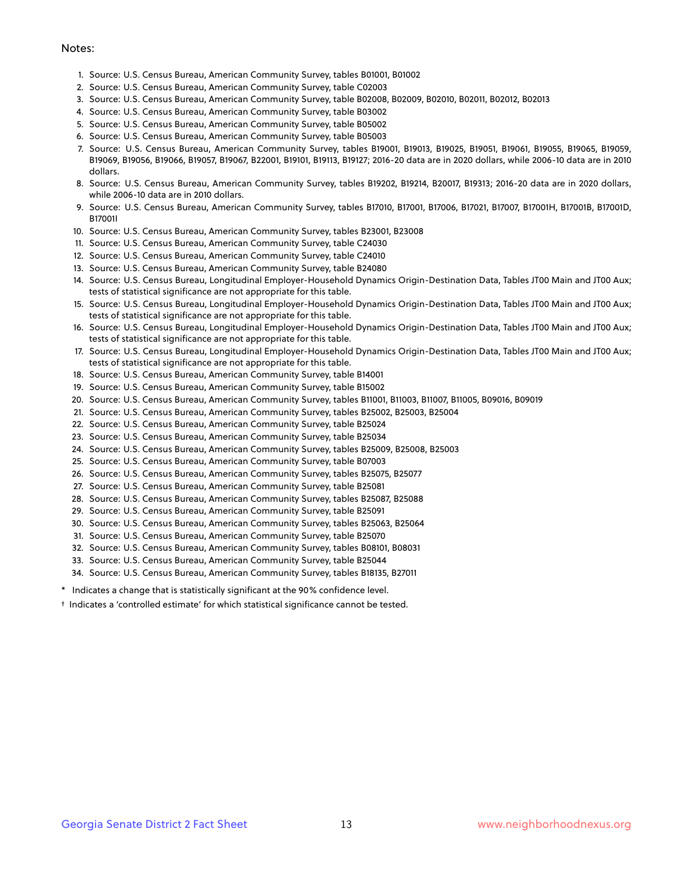Notes:

1. Source: U.S. Census Bureau, American Community Survey, tables B01001, B01002
2. Source: U.S. Census Bureau, American Community Survey, table C02003
3. Source: U.S. Census Bureau, American Community Survey, table B02008, B02009, B02010, B02011, B02012, B02013
4. Source: U.S. Census Bureau, American Community Survey, table B03002
5. Source: U.S. Census Bureau, American Community Survey, table B05002
6. Source: U.S. Census Bureau, American Community Survey, table B05003
7. Source: U.S. Census Bureau, American Community Survey, tables B19001, B19013, B19025, B19051, B19061, B19055, B19065, B19059, B19069, B19056, B19066, B19057, B19067, B22001, B19101, B19113, B19127; 2016-20 data are in 2020 dollars, while 2006-10 data are in 2010 dollars.
8. Source: U.S. Census Bureau, American Community Survey, tables B19202, B19214, B20017, B19313; 2016-20 data are in 2020 dollars, while 2006-10 data are in 2010 dollars.
9. Source: U.S. Census Bureau, American Community Survey, tables B17010, B17001, B17006, B17021, B17007, B17001H, B17001B, B17001D, B17001I
10. Source: U.S. Census Bureau, American Community Survey, tables B23001, B23008
11. Source: U.S. Census Bureau, American Community Survey, table C24030
12. Source: U.S. Census Bureau, American Community Survey, table C24010
13. Source: U.S. Census Bureau, American Community Survey, table B24080
14. Source: U.S. Census Bureau, Longitudinal Employer-Household Dynamics Origin-Destination Data, Tables JT00 Main and JT00 Aux; tests of statistical significance are not appropriate for this table.
15. Source: U.S. Census Bureau, Longitudinal Employer-Household Dynamics Origin-Destination Data, Tables JT00 Main and JT00 Aux; tests of statistical significance are not appropriate for this table.
16. Source: U.S. Census Bureau, Longitudinal Employer-Household Dynamics Origin-Destination Data, Tables JT00 Main and JT00 Aux; tests of statistical significance are not appropriate for this table.
17. Source: U.S. Census Bureau, Longitudinal Employer-Household Dynamics Origin-Destination Data, Tables JT00 Main and JT00 Aux; tests of statistical significance are not appropriate for this table.
18. Source: U.S. Census Bureau, American Community Survey, table B14001
19. Source: U.S. Census Bureau, American Community Survey, table B15002
20. Source: U.S. Census Bureau, American Community Survey, tables B11001, B11003, B11007, B11005, B09016, B09019
21. Source: U.S. Census Bureau, American Community Survey, tables B25002, B25003, B25004
22. Source: U.S. Census Bureau, American Community Survey, table B25024
23. Source: U.S. Census Bureau, American Community Survey, table B25034
24. Source: U.S. Census Bureau, American Community Survey, tables B25009, B25008, B25003
25. Source: U.S. Census Bureau, American Community Survey, table B07003
26. Source: U.S. Census Bureau, American Community Survey, tables B25075, B25077
27. Source: U.S. Census Bureau, American Community Survey, table B25081
28. Source: U.S. Census Bureau, American Community Survey, tables B25087, B25088
29. Source: U.S. Census Bureau, American Community Survey, table B25091
30. Source: U.S. Census Bureau, American Community Survey, tables B25063, B25064
31. Source: U.S. Census Bureau, American Community Survey, table B25070
32. Source: U.S. Census Bureau, American Community Survey, tables B08101, B08031
33. Source: U.S. Census Bureau, American Community Survey, table B25044
34. Source: U.S. Census Bureau, American Community Survey, tables B18135, B27011

\* Indicates a change that is statistically significant at the 90% confidence level.

† Indicates a 'controlled estimate' for which statistical significance cannot be tested.